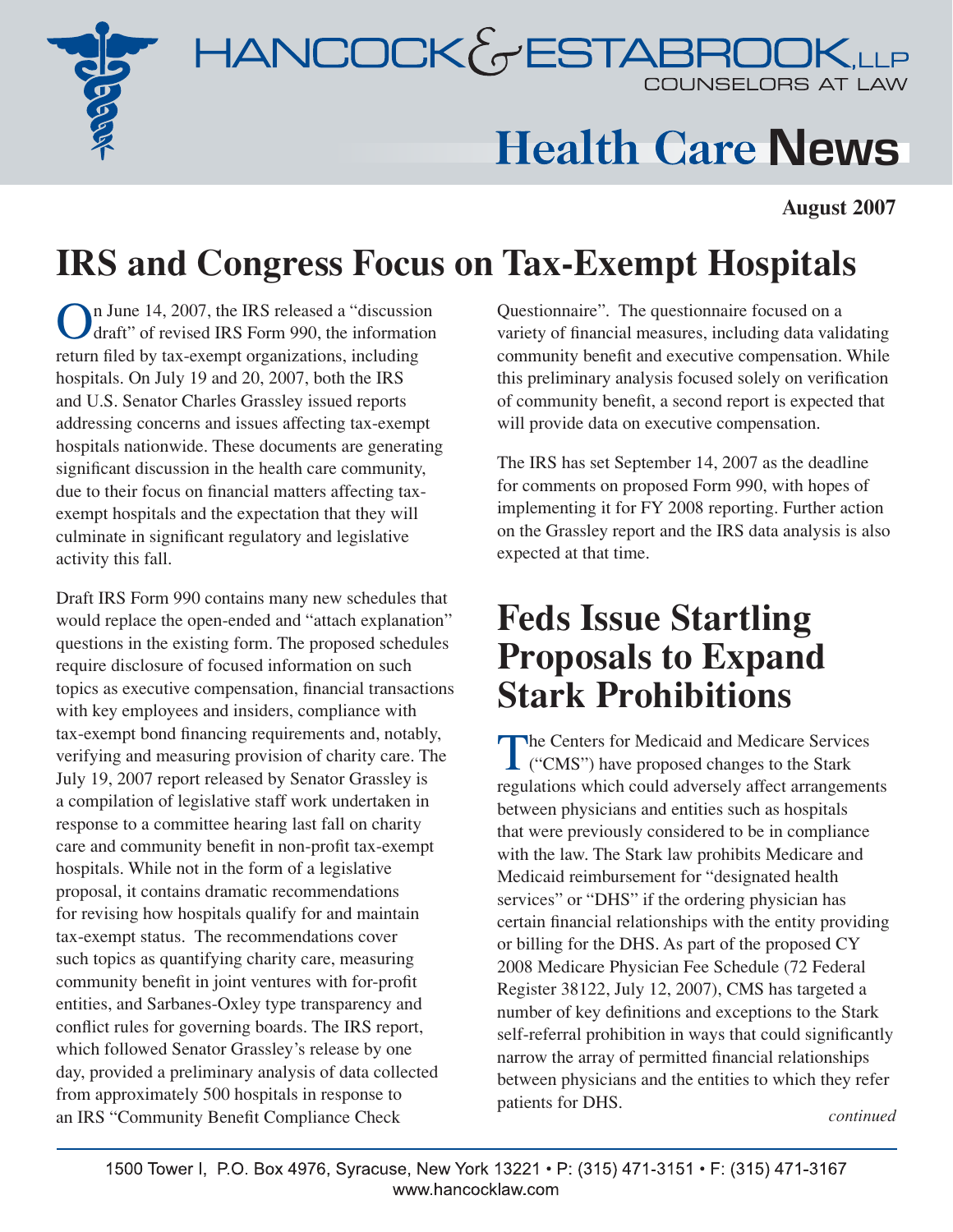# HANCOCK & ESTABROOK, LLP

COUNSELORS AT LAW

# Health Care News

**August 2007**

## IRS and Congress Focus on Tax-Exempt Hospitals

On June 14, 2007, the IRS released a "discussion draft" of revised IRS Form 990, the information return filed by tax-exempt organizations, including hospitals. On July 19 and 20, 2007, both the IRS and U.S. Senator Charles Grassley issued reports addressing concerns and issues affecting tax-exempt hospitals nationwide. These documents are generating significant discussion in the health care community, due to their focus on financial matters affecting tax-exempt hospitals and the expectation that they will culminate in significant regulatory and legislative activity this fall.

Draft IRS Form 990 contains many new schedules that would replace the open-ended and "attach explanation" questions in the existing form. The proposed schedules require disclosure of focused information on such topics as executive compensation, financial transactions with key employees and insiders, compliance with tax-exempt bond financing requirements and, notably, verifying and measuring provision of charity care. The July 19, 2007 report released by Senator Grassley is a compilation of legislative staff work undertaken in response to a committee hearing last fall on charity care and community benefit in non-profit tax-exempt hospitals. While not in the form of a legislative proposal, it contains dramatic recommendations for revising how hospitals qualify for and maintain tax-exempt status. The recommendations cover such topics as quantifying charity care, measuring community benefit in joint ventures with for-profit entities, and Sarbanes-Oxley type transparency and conflict rules for governing boards. The IRS report, which followed Senator Grassley's release by one day, provided a preliminary analysis of data collected from approximately 500 hospitals in response to an IRS "Community Benefit Compliance Check Questionnaire". The questionnaire focused on a variety of financial measures, including data validating community benefit and executive compensation. While this preliminary analysis focused solely on verification of community benefit, a second report is expected that will provide data on executive compensation.

The IRS has set September 14, 2007 as the deadline for comments on proposed Form 990, with hopes of implementing it for FY 2008 reporting. Further action on the Grassley report and the IRS data analysis is also expected at that time.

## Feds Issue Startling Proposals to Expand Stark Prohibitions

The Centers for Medicaid and Medicare Services ("CMS") have proposed changes to the Stark regulations which could adversely affect arrangements between physicians and entities such as hospitals that were previously considered to be in compliance with the law. The Stark law prohibits Medicare and Medicaid reimbursement for "designated health services" or "DHS" if the ordering physician has certain financial relationships with the entity providing or billing for the DHS. As part of the proposed CY 2008 Medicare Physician Fee Schedule (72 Federal Register 38122, July 12, 2007), CMS has targeted a number of key definitions and exceptions to the Stark self-referral prohibition in ways that could significantly narrow the array of permitted financial relationships between physicians and the entities to which they refer patients for DHS.

*continued*

1500 Tower I, P.O. Box 4976, Syracuse, New York 13221 • P: (315) 471-3151 • F: (315) 471-3167
www.hancocklaw.com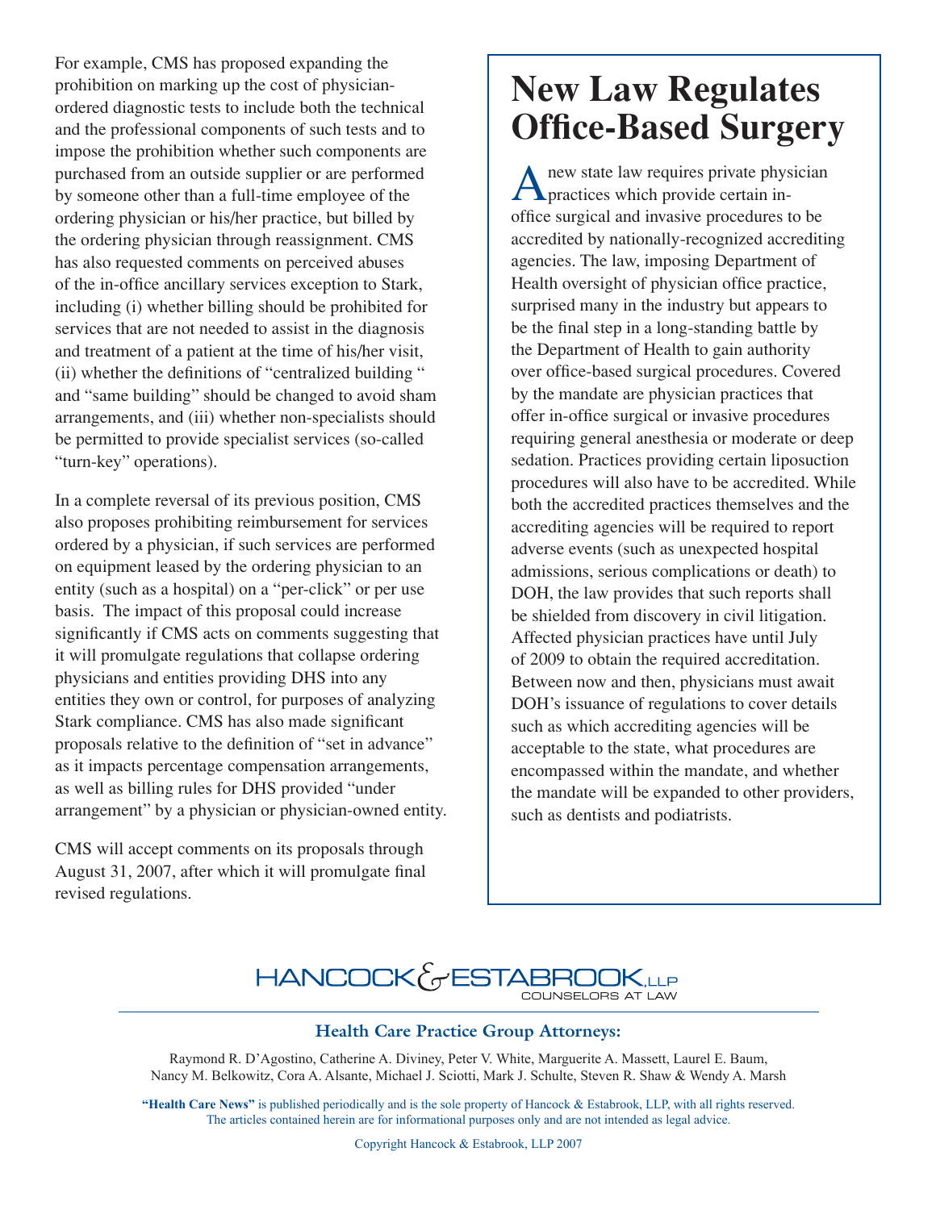For example, CMS has proposed expanding the prohibition on marking up the cost of physician-ordered diagnostic tests to include both the technical and the professional components of such tests and to impose the prohibition whether such components are purchased from an outside supplier or are performed by someone other than a full-time employee of the ordering physician or his/her practice, but billed by the ordering physician through reassignment. CMS has also requested comments on perceived abuses of the in-office ancillary services exception to Stark, including (i) whether billing should be prohibited for services that are not needed to assist in the diagnosis and treatment of a patient at the time of his/her visit, (ii) whether the definitions of "centralized building " and "same building" should be changed to avoid sham arrangements, and (iii) whether non-specialists should be permitted to provide specialist services (so-called "turn-key" operations).

In a complete reversal of its previous position, CMS also proposes prohibiting reimbursement for services ordered by a physician, if such services are performed on equipment leased by the ordering physician to an entity (such as a hospital) on a "per-click" or per use basis. The impact of this proposal could increase significantly if CMS acts on comments suggesting that it will promulgate regulations that collapse ordering physicians and entities providing DHS into any entities they own or control, for purposes of analyzing Stark compliance. CMS has also made significant proposals relative to the definition of "set in advance" as it impacts percentage compensation arrangements, as well as billing rules for DHS provided "under arrangement" by a physician or physician-owned entity.

CMS will accept comments on its proposals through August 31, 2007, after which it will promulgate final revised regulations.

# New Law Regulates Office-Based Surgery

A new state law requires private physician practices which provide certain in-office surgical and invasive procedures to be accredited by nationally-recognized accrediting agencies. The law, imposing Department of Health oversight of physician office practice, surprised many in the industry but appears to be the final step in a long-standing battle by the Department of Health to gain authority over office-based surgical procedures. Covered by the mandate are physician practices that offer in-office surgical or invasive procedures requiring general anesthesia or moderate or deep sedation. Practices providing certain liposuction procedures will also have to be accredited. While both the accredited practices themselves and the accrediting agencies will be required to report adverse events (such as unexpected hospital admissions, serious complications or death) to DOH, the law provides that such reports shall be shielded from discovery in civil litigation. Affected physician practices have until July of 2009 to obtain the required accreditation. Between now and then, physicians must await DOH's issuance of regulations to cover details such as which accrediting agencies will be acceptable to the state, what procedures are encompassed within the mandate, and whether the mandate will be expanded to other providers, such as dentists and podiatrists.

HANCOCK & ESTABROOK, LLP
COUNSELORS AT LAW

**Health Care Practice Group Attorneys:**

Raymond R. D'Agostino, Catherine A. Diviney, Peter V. White, Marguerite A. Massett, Laurel E. Baum, Nancy M. Belkowitz, Cora A. Alsante, Michael J. Sciotti, Mark J. Schulte, Steven R. Shaw & Wendy A. Marsh

**"Health Care News"** is published periodically and is the sole property of Hancock & Estabrook, LLP, with all rights reserved. The articles contained herein are for informational purposes only and are not intended as legal advice.

Copyright Hancock & Estabrook, LLP 2007